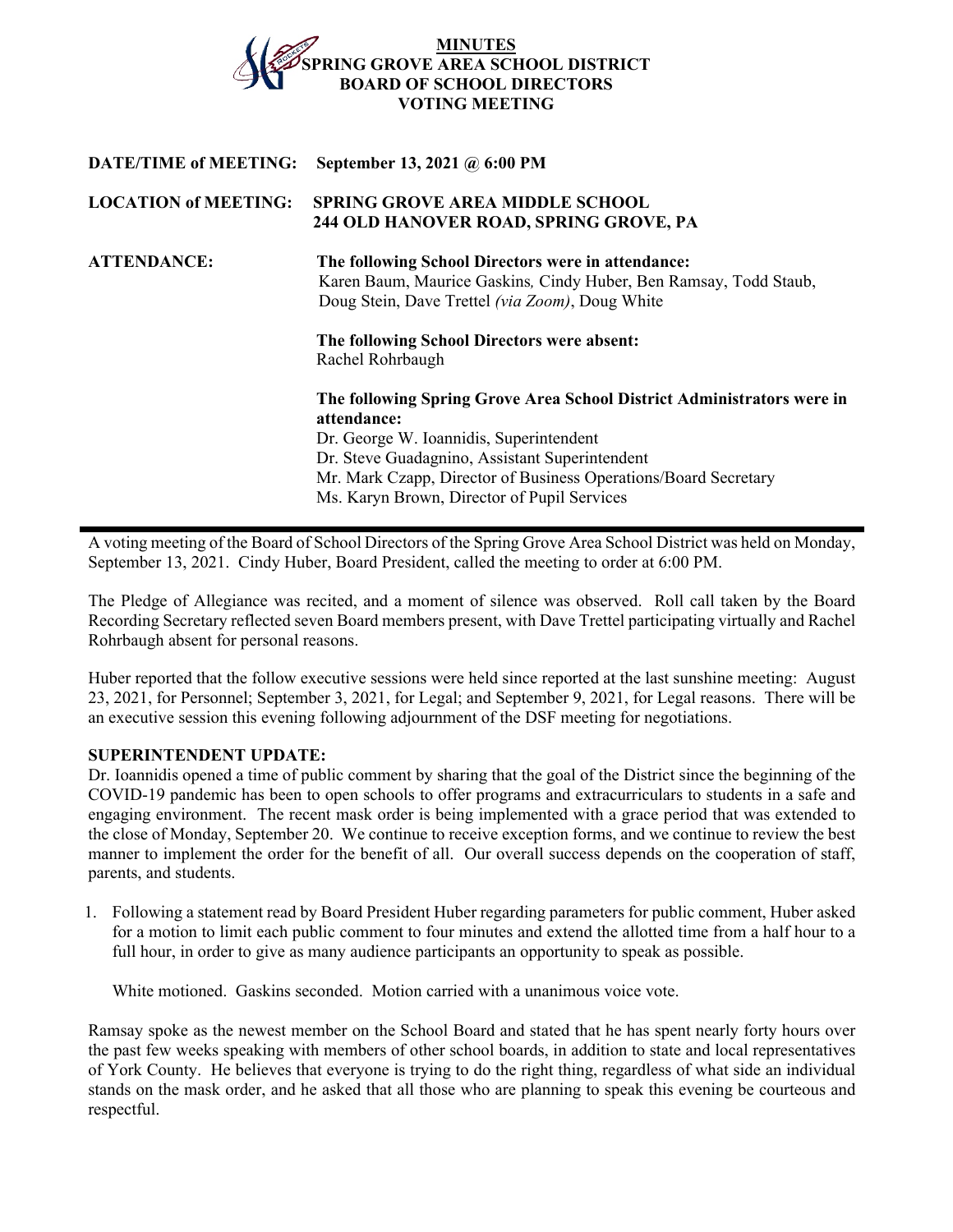# MINUTES
# SPRING GROVE AREA SCHOOL DISTRICT
# BOARD OF SCHOOL DIRECTORS
# VOTING MEETING

**DATE/TIME of MEETING:** **September 13, 2021 @ 6:00 PM**

**LOCATION of MEETING:** **SPRING GROVE AREA MIDDLE SCHOOL**
**244 OLD HANOVER ROAD, SPRING GROVE, PA**

**ATTENDANCE:** **The following School Directors were in attendance:**
Karen Baum, Maurice Gaskins*,* Cindy Huber, Ben Ramsay, Todd Staub, Doug Stein, Dave Trettel *(via Zoom)*, Doug White

**The following School Directors were absent:**
Rachel Rohrbaugh

**The following Spring Grove Area School District Administrators were in attendance:**
Dr. George W. Ioannidis, Superintendent
Dr. Steve Guadagnino, Assistant Superintendent
Mr. Mark Czapp, Director of Business Operations/Board Secretary
Ms. Karyn Brown, Director of Pupil Services

---

A voting meeting of the Board of School Directors of the Spring Grove Area School District was held on Monday, September 13, 2021. Cindy Huber, Board President, called the meeting to order at 6:00 PM.

The Pledge of Allegiance was recited, and a moment of silence was observed. Roll call taken by the Board Recording Secretary reflected seven Board members present, with Dave Trettel participating virtually and Rachel Rohrbaugh absent for personal reasons.

Huber reported that the follow executive sessions were held since reported at the last sunshine meeting: August 23, 2021, for Personnel; September 3, 2021, for Legal; and September 9, 2021, for Legal reasons. There will be an executive session this evening following adjournment of the DSF meeting for negotiations.

**SUPERINTENDENT UPDATE:**
Dr. Ioannidis opened a time of public comment by sharing that the goal of the District since the beginning of the COVID-19 pandemic has been to open schools to offer programs and extracurriculars to students in a safe and engaging environment. The recent mask order is being implemented with a grace period that was extended to the close of Monday, September 20. We continue to receive exception forms, and we continue to review the best manner to implement the order for the benefit of all. Our overall success depends on the cooperation of staff, parents, and students.

1. Following a statement read by Board President Huber regarding parameters for public comment, Huber asked for a motion to limit each public comment to four minutes and extend the allotted time from a half hour to a full hour, in order to give as many audience participants an opportunity to speak as possible.

   White motioned. Gaskins seconded. Motion carried with a unanimous voice vote.

Ramsay spoke as the newest member on the School Board and stated that he has spent nearly forty hours over the past few weeks speaking with members of other school boards, in addition to state and local representatives of York County. He believes that everyone is trying to do the right thing, regardless of what side an individual stands on the mask order, and he asked that all those who are planning to speak this evening be courteous and respectful.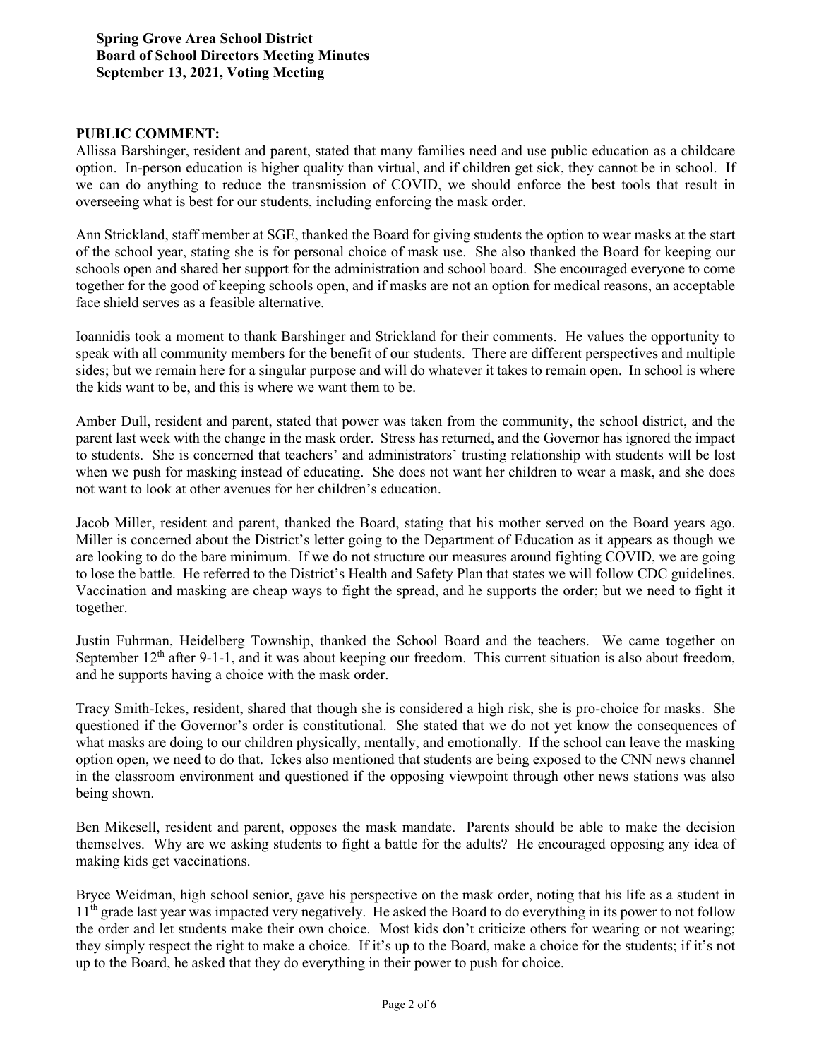**PUBLIC COMMENT:**

Allissa Barshinger, resident and parent, stated that many families need and use public education as a childcare option. In-person education is higher quality than virtual, and if children get sick, they cannot be in school. If we can do anything to reduce the transmission of COVID, we should enforce the best tools that result in overseeing what is best for our students, including enforcing the mask order.

Ann Strickland, staff member at SGE, thanked the Board for giving students the option to wear masks at the start of the school year, stating she is for personal choice of mask use. She also thanked the Board for keeping our schools open and shared her support for the administration and school board. She encouraged everyone to come together for the good of keeping schools open, and if masks are not an option for medical reasons, an acceptable face shield serves as a feasible alternative.

Ioannidis took a moment to thank Barshinger and Strickland for their comments. He values the opportunity to speak with all community members for the benefit of our students. There are different perspectives and multiple sides; but we remain here for a singular purpose and will do whatever it takes to remain open. In school is where the kids want to be, and this is where we want them to be.

Amber Dull, resident and parent, stated that power was taken from the community, the school district, and the parent last week with the change in the mask order. Stress has returned, and the Governor has ignored the impact to students. She is concerned that teachers' and administrators' trusting relationship with students will be lost when we push for masking instead of educating. She does not want her children to wear a mask, and she does not want to look at other avenues for her children's education.

Jacob Miller, resident and parent, thanked the Board, stating that his mother served on the Board years ago. Miller is concerned about the District's letter going to the Department of Education as it appears as though we are looking to do the bare minimum. If we do not structure our measures around fighting COVID, we are going to lose the battle. He referred to the District's Health and Safety Plan that states we will follow CDC guidelines. Vaccination and masking are cheap ways to fight the spread, and he supports the order; but we need to fight it together.

Justin Fuhrman, Heidelberg Township, thanked the School Board and the teachers. We came together on September 12th after 9-1-1, and it was about keeping our freedom. This current situation is also about freedom, and he supports having a choice with the mask order.

Tracy Smith-Ickes, resident, shared that though she is considered a high risk, she is pro-choice for masks. She questioned if the Governor's order is constitutional. She stated that we do not yet know the consequences of what masks are doing to our children physically, mentally, and emotionally. If the school can leave the masking option open, we need to do that. Ickes also mentioned that students are being exposed to the CNN news channel in the classroom environment and questioned if the opposing viewpoint through other news stations was also being shown.

Ben Mikesell, resident and parent, opposes the mask mandate. Parents should be able to make the decision themselves. Why are we asking students to fight a battle for the adults? He encouraged opposing any idea of making kids get vaccinations.

Bryce Weidman, high school senior, gave his perspective on the mask order, noting that his life as a student in 11th grade last year was impacted very negatively. He asked the Board to do everything in its power to not follow the order and let students make their own choice. Most kids don't criticize others for wearing or not wearing; they simply respect the right to make a choice. If it's up to the Board, make a choice for the students; if it's not up to the Board, he asked that they do everything in their power to push for choice.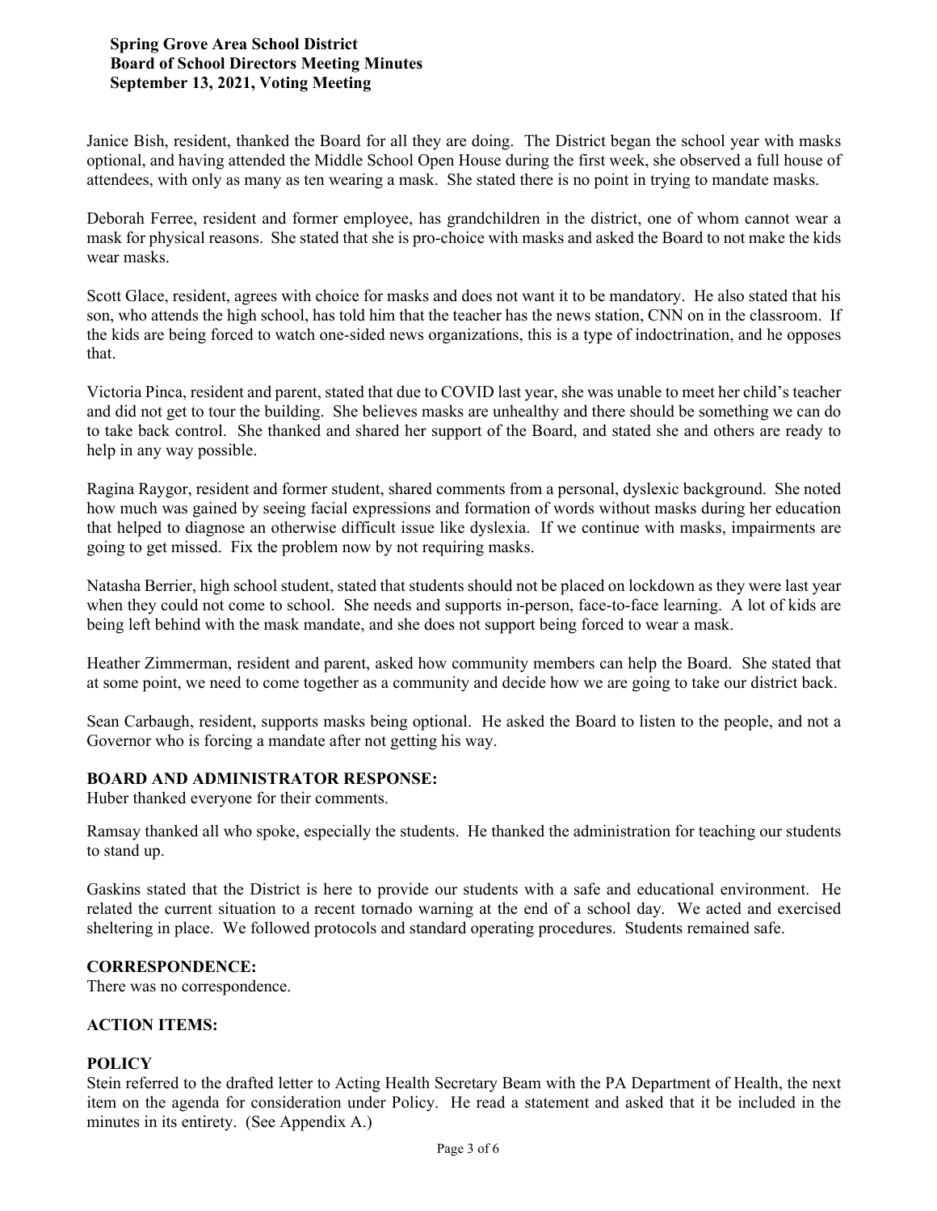Janice Bish, resident, thanked the Board for all they are doing. The District began the school year with masks optional, and having attended the Middle School Open House during the first week, she observed a full house of attendees, with only as many as ten wearing a mask. She stated there is no point in trying to mandate masks.

Deborah Ferree, resident and former employee, has grandchildren in the district, one of whom cannot wear a mask for physical reasons. She stated that she is pro-choice with masks and asked the Board to not make the kids wear masks.

Scott Glace, resident, agrees with choice for masks and does not want it to be mandatory. He also stated that his son, who attends the high school, has told him that the teacher has the news station, CNN on in the classroom. If the kids are being forced to watch one-sided news organizations, this is a type of indoctrination, and he opposes that.

Victoria Pinca, resident and parent, stated that due to COVID last year, she was unable to meet her child's teacher and did not get to tour the building. She believes masks are unhealthy and there should be something we can do to take back control. She thanked and shared her support of the Board, and stated she and others are ready to help in any way possible.

Ragina Raygor, resident and former student, shared comments from a personal, dyslexic background. She noted how much was gained by seeing facial expressions and formation of words without masks during her education that helped to diagnose an otherwise difficult issue like dyslexia. If we continue with masks, impairments are going to get missed. Fix the problem now by not requiring masks.

Natasha Berrier, high school student, stated that students should not be placed on lockdown as they were last year when they could not come to school. She needs and supports in-person, face-to-face learning. A lot of kids are being left behind with the mask mandate, and she does not support being forced to wear a mask.

Heather Zimmerman, resident and parent, asked how community members can help the Board. She stated that at some point, we need to come together as a community and decide how we are going to take our district back.

Sean Carbaugh, resident, supports masks being optional. He asked the Board to listen to the people, and not a Governor who is forcing a mandate after not getting his way.

**BOARD AND ADMINISTRATOR RESPONSE:**

Huber thanked everyone for their comments.

Ramsay thanked all who spoke, especially the students. He thanked the administration for teaching our students to stand up.

Gaskins stated that the District is here to provide our students with a safe and educational environment. He related the current situation to a recent tornado warning at the end of a school day. We acted and exercised sheltering in place. We followed protocols and standard operating procedures. Students remained safe.

**CORRESPONDENCE:**

There was no correspondence.

**ACTION ITEMS:**

**POLICY**

Stein referred to the drafted letter to Acting Health Secretary Beam with the PA Department of Health, the next item on the agenda for consideration under Policy. He read a statement and asked that it be included in the minutes in its entirety. (See Appendix A.)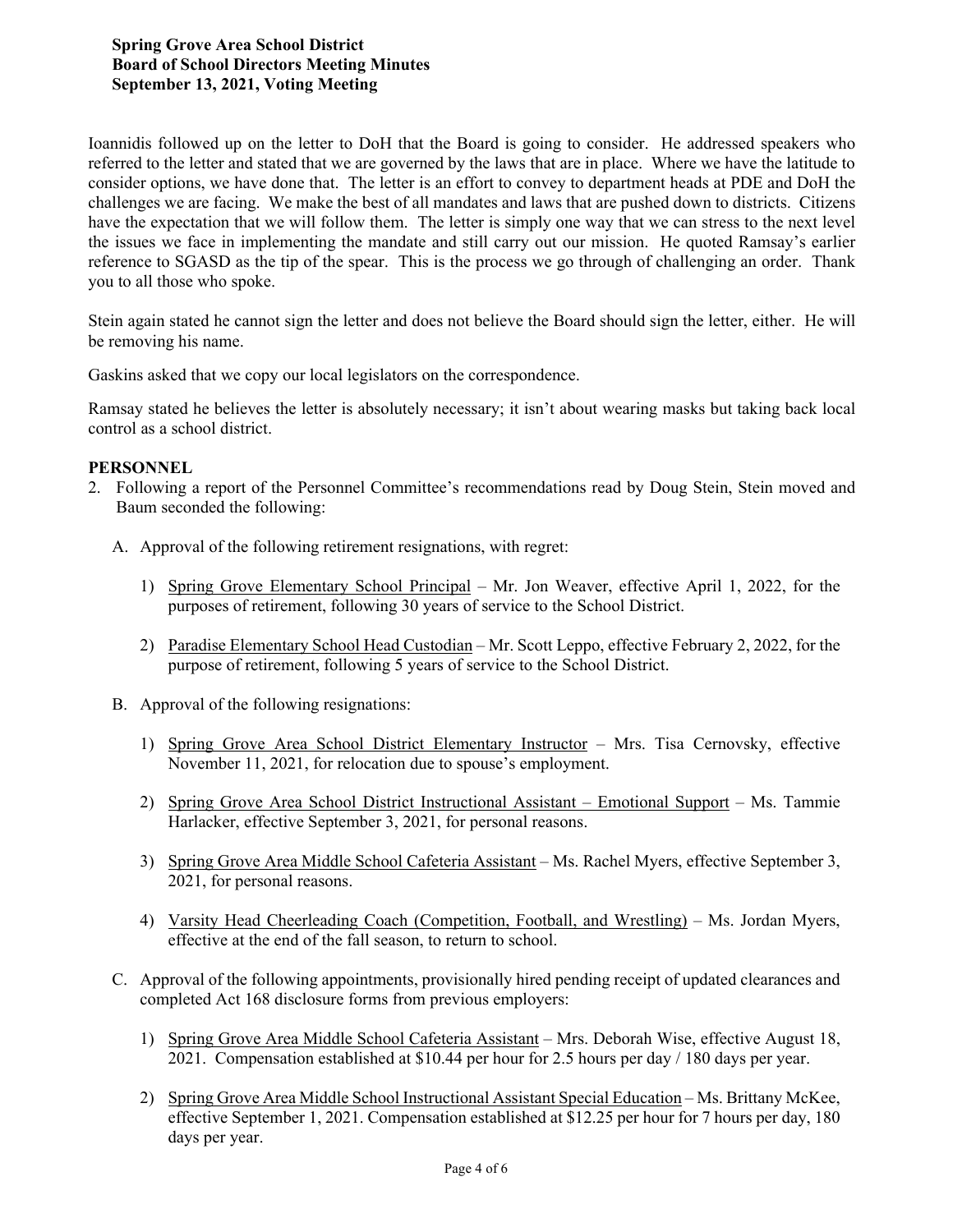Ioannidis followed up on the letter to DoH that the Board is going to consider. He addressed speakers who referred to the letter and stated that we are governed by the laws that are in place. Where we have the latitude to consider options, we have done that. The letter is an effort to convey to department heads at PDE and DoH the challenges we are facing. We make the best of all mandates and laws that are pushed down to districts. Citizens have the expectation that we will follow them. The letter is simply one way that we can stress to the next level the issues we face in implementing the mandate and still carry out our mission. He quoted Ramsay's earlier reference to SGASD as the tip of the spear. This is the process we go through of challenging an order. Thank you to all those who spoke.

Stein again stated he cannot sign the letter and does not believe the Board should sign the letter, either. He will be removing his name.

Gaskins asked that we copy our local legislators on the correspondence.

Ramsay stated he believes the letter is absolutely necessary; it isn't about wearing masks but taking back local control as a school district.

**PERSONNEL**

2. Following a report of the Personnel Committee's recommendations read by Doug Stein, Stein moved and Baum seconded the following:

   A. Approval of the following retirement resignations, with regret:

      1) Spring Grove Elementary School Principal – Mr. Jon Weaver, effective April 1, 2022, for the purposes of retirement, following 30 years of service to the School District.

      2) Paradise Elementary School Head Custodian – Mr. Scott Leppo, effective February 2, 2022, for the purpose of retirement, following 5 years of service to the School District.

   B. Approval of the following resignations:

      1) Spring Grove Area School District Elementary Instructor – Mrs. Tisa Cernovsky, effective November 11, 2021, for relocation due to spouse's employment.

      2) Spring Grove Area School District Instructional Assistant – Emotional Support – Ms. Tammie Harlacker, effective September 3, 2021, for personal reasons.

      3) Spring Grove Area Middle School Cafeteria Assistant – Ms. Rachel Myers, effective September 3, 2021, for personal reasons.

      4) Varsity Head Cheerleading Coach (Competition, Football, and Wrestling) – Ms. Jordan Myers, effective at the end of the fall season, to return to school.

   C. Approval of the following appointments, provisionally hired pending receipt of updated clearances and completed Act 168 disclosure forms from previous employers:

      1) Spring Grove Area Middle School Cafeteria Assistant – Mrs. Deborah Wise, effective August 18, 2021. Compensation established at $10.44 per hour for 2.5 hours per day / 180 days per year.

      2) Spring Grove Area Middle School Instructional Assistant Special Education – Ms. Brittany McKee, effective September 1, 2021. Compensation established at $12.25 per hour for 7 hours per day, 180 days per year.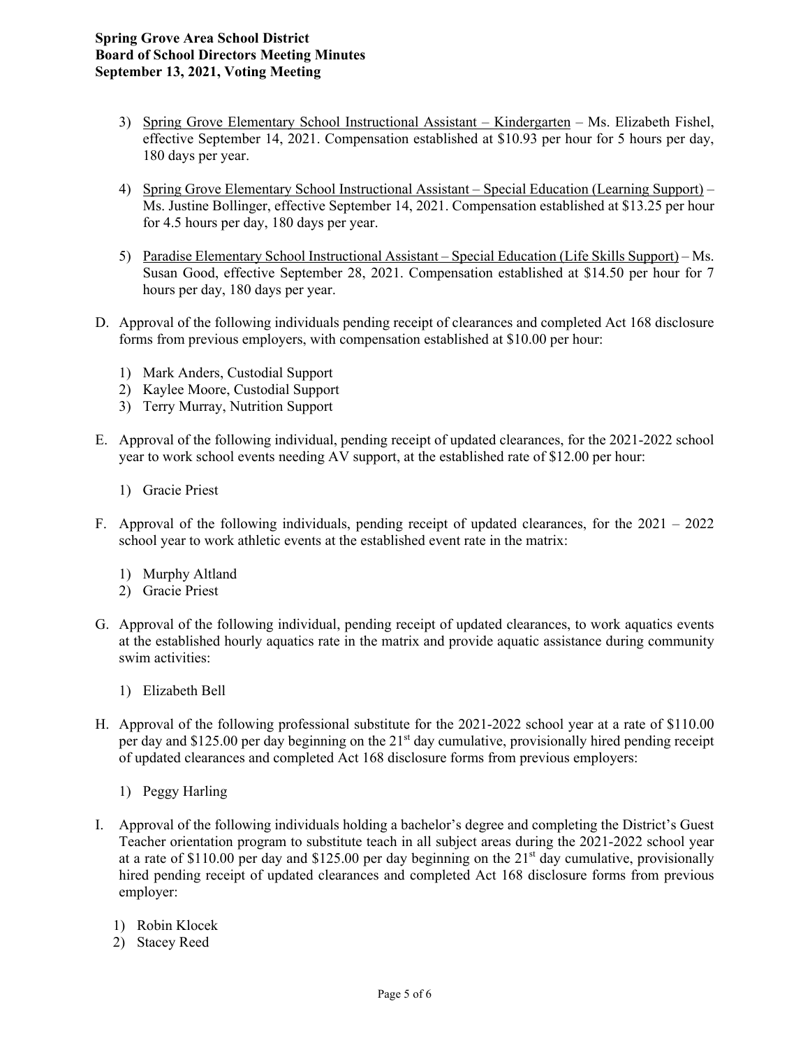3) Spring Grove Elementary School Instructional Assistant – Kindergarten – Ms. Elizabeth Fishel, effective September 14, 2021. Compensation established at $10.93 per hour for 5 hours per day, 180 days per year.

4) Spring Grove Elementary School Instructional Assistant – Special Education (Learning Support) – Ms. Justine Bollinger, effective September 14, 2021. Compensation established at $13.25 per hour for 4.5 hours per day, 180 days per year.

5) Paradise Elementary School Instructional Assistant – Special Education (Life Skills Support) – Ms. Susan Good, effective September 28, 2021. Compensation established at $14.50 per hour for 7 hours per day, 180 days per year.

D. Approval of the following individuals pending receipt of clearances and completed Act 168 disclosure forms from previous employers, with compensation established at $10.00 per hour:

1) Mark Anders, Custodial Support
2) Kaylee Moore, Custodial Support
3) Terry Murray, Nutrition Support

E. Approval of the following individual, pending receipt of updated clearances, for the 2021-2022 school year to work school events needing AV support, at the established rate of $12.00 per hour:

1) Gracie Priest

F. Approval of the following individuals, pending receipt of updated clearances, for the 2021 – 2022 school year to work athletic events at the established event rate in the matrix:

1) Murphy Altland
2) Gracie Priest

G. Approval of the following individual, pending receipt of updated clearances, to work aquatics events at the established hourly aquatics rate in the matrix and provide aquatic assistance during community swim activities:

1) Elizabeth Bell

H. Approval of the following professional substitute for the 2021-2022 school year at a rate of $110.00 per day and $125.00 per day beginning on the 21st day cumulative, provisionally hired pending receipt of updated clearances and completed Act 168 disclosure forms from previous employers:

1) Peggy Harling

I. Approval of the following individuals holding a bachelor's degree and completing the District's Guest Teacher orientation program to substitute teach in all subject areas during the 2021-2022 school year at a rate of $110.00 per day and $125.00 per day beginning on the 21st day cumulative, provisionally hired pending receipt of updated clearances and completed Act 168 disclosure forms from previous employer:

1) Robin Klocek
2) Stacey Reed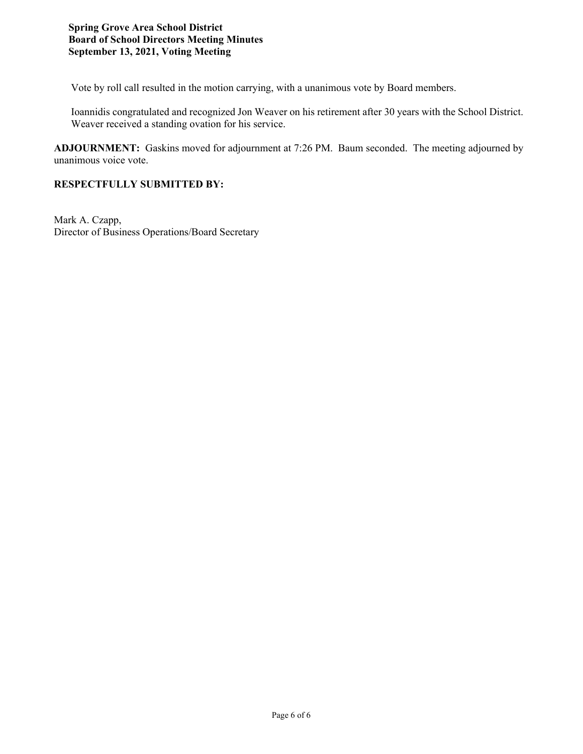Vote by roll call resulted in the motion carrying, with a unanimous vote by Board members.

Ioannidis congratulated and recognized Jon Weaver on his retirement after 30 years with the School District. Weaver received a standing ovation for his service.

**ADJOURNMENT:** Gaskins moved for adjournment at 7:26 PM. Baum seconded. The meeting adjourned by unanimous voice vote.

**RESPECTFULLY SUBMITTED BY:**

Mark A. Czapp,
Director of Business Operations/Board Secretary